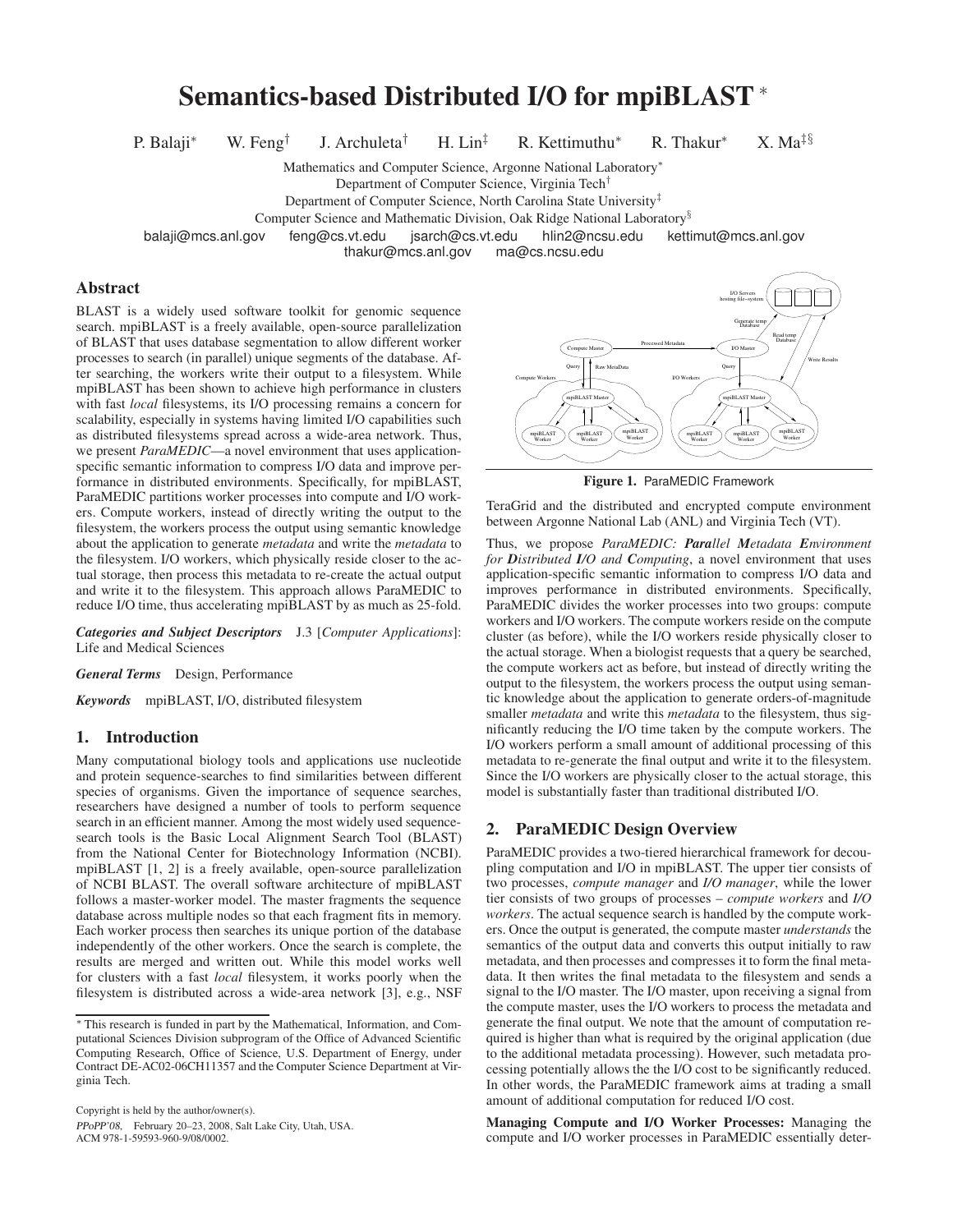# Semantics-based Distributed I/O for mpiBLAST *

P. Balaji* W. Feng† J. Archuleta† H. Lin‡ R. Kettimuthu* R. Thakur* X. Ma‡§

Mathematics and Computer Science, Argonne National Laboratory*
Department of Computer Science, Virginia Tech†
Department of Computer Science, North Carolina State University‡
Computer Science and Mathematic Division, Oak Ridge National Laboratory§

balaji@mcs.anl.gov feng@cs.vt.edu jsarch@cs.vt.edu hlin2@ncsu.edu kettimut@mcs.anl.gov
thakur@mcs.anl.gov ma@cs.ncsu.edu

## Abstract

BLAST is a widely used software toolkit for genomic sequence search. mpiBLAST is a freely available, open-source parallelization of BLAST that uses database segmentation to allow different worker processes to search (in parallel) unique segments of the database. After searching, the workers write their output to a filesystem. While mpiBLAST has been shown to achieve high performance in clusters with fast *local* filesystems, its I/O processing remains a concern for scalability, especially in systems having limited I/O capabilities such as distributed filesystems spread across a wide-area network. Thus, we present *ParaMEDIC*—a novel environment that uses application-specific semantic information to compress I/O data and improve performance in distributed environments. Specifically, for mpiBLAST, ParaMEDIC partitions worker processes into compute and I/O workers. Compute workers, instead of directly writing the output to the filesystem, the workers process the output using semantic knowledge about the application to generate *metadata* and write the *metadata* to the filesystem. I/O workers, which physically reside closer to the actual storage, then process this metadata to re-create the actual output and write it to the filesystem. This approach allows ParaMEDIC to reduce I/O time, thus accelerating mpiBLAST by as much as 25-fold.

***Categories and Subject Descriptors*** J.3 [*Computer Applications*]: Life and Medical Sciences

***General Terms*** Design, Performance

***Keywords*** mpiBLAST, I/O, distributed filesystem

## 1. Introduction

Many computational biology tools and applications use nucleotide and protein sequence-searches to find similarities between different species of organisms. Given the importance of sequence searches, researchers have designed a number of tools to perform sequence search in an efficient manner. Among the most widely used sequence-search tools is the Basic Local Alignment Search Tool (BLAST) from the National Center for Biotechnology Information (NCBI). mpiBLAST [1, 2] is a freely available, open-source parallelization of NCBI BLAST. The overall software architecture of mpiBLAST follows a master-worker model. The master fragments the sequence database across multiple nodes so that each fragment fits in memory. Each worker process then searches its unique portion of the database independently of the other workers. Once the search is complete, the results are merged and written out. While this model works well for clusters with a fast *local* filesystem, it works poorly when the filesystem is distributed across a wide-area network [3], e.g., NSF TeraGrid and the distributed and encrypted compute environment between Argonne National Lab (ANL) and Virginia Tech (VT).

I/O Servers hosting file-system
Generate temp Database
Read temp Database
Write Results
Compute Master
Processed Metadata
I/O Master
Query
Raw MetaData
Query
Compute Workers
I/O Workers
mpiBLAST Master
mpiBLAST Master
mpiBLAST Worker
mpiBLAST Worker
mpiBLAST Worker
mpiBLAST Worker
mpiBLAST Worker
mpiBLAST Worker

**Figure 1.** ParaMEDIC Framework

Thus, we propose *ParaMEDIC: **Para**llel **M**etadata **E**nvironment for **D**istributed **I**/O and **C**omputing*, a novel environment that uses application-specific semantic information to compress I/O data and improves performance in distributed environments. Specifically, ParaMEDIC divides the worker processes into two groups: compute workers and I/O workers. The compute workers reside on the compute cluster (as before), while the I/O workers reside physically closer to the actual storage. When a biologist requests that a query be searched, the compute workers act as before, but instead of directly writing the output to the filesystem, the workers process the output using semantic knowledge about the application to generate orders-of-magnitude smaller *metadata* and write this *metadata* to the filesystem, thus significantly reducing the I/O time taken by the compute workers. The I/O workers perform a small amount of additional processing of this metadata to re-generate the final output and write it to the filesystem. Since the I/O workers are physically closer to the actual storage, this model is substantially faster than traditional distributed I/O.

## 2. ParaMEDIC Design Overview

ParaMEDIC provides a two-tiered hierarchical framework for decoupling computation and I/O in mpiBLAST. The upper tier consists of two processes, *compute manager* and *I/O manager*, while the lower tier consists of two groups of processes – *compute workers* and *I/O workers*. The actual sequence search is handled by the compute workers. Once the output is generated, the compute master *understands* the semantics of the output data and converts this output initially to raw metadata, and then processes and compresses it to form the final metadata. It then writes the final metadata to the filesystem and sends a signal to the I/O master. The I/O master, upon receiving a signal from the compute master, uses the I/O workers to process the metadata and generate the final output. We note that the amount of computation required is higher than what is required by the original application (due to the additional metadata processing). However, such metadata processing potentially allows the the I/O cost to be significantly reduced. In other words, the ParaMEDIC framework aims at trading a small amount of additional computation for reduced I/O cost.

**Managing Compute and I/O Worker Processes:** Managing the compute and I/O worker processes in ParaMEDIC essentially deter-

* This research is funded in part by the Mathematical, Information, and Computational Sciences Division subprogram of the Office of Advanced Scientific Computing Research, Office of Science, U.S. Department of Energy, under Contract DE-AC02-06CH11357 and the Computer Science Department at Virginia Tech.

Copyright is held by the author/owner(s).
*PPoPP'08,* February 20–23, 2008, Salt Lake City, Utah, USA.
ACM 978-1-59593-960-9/08/0002.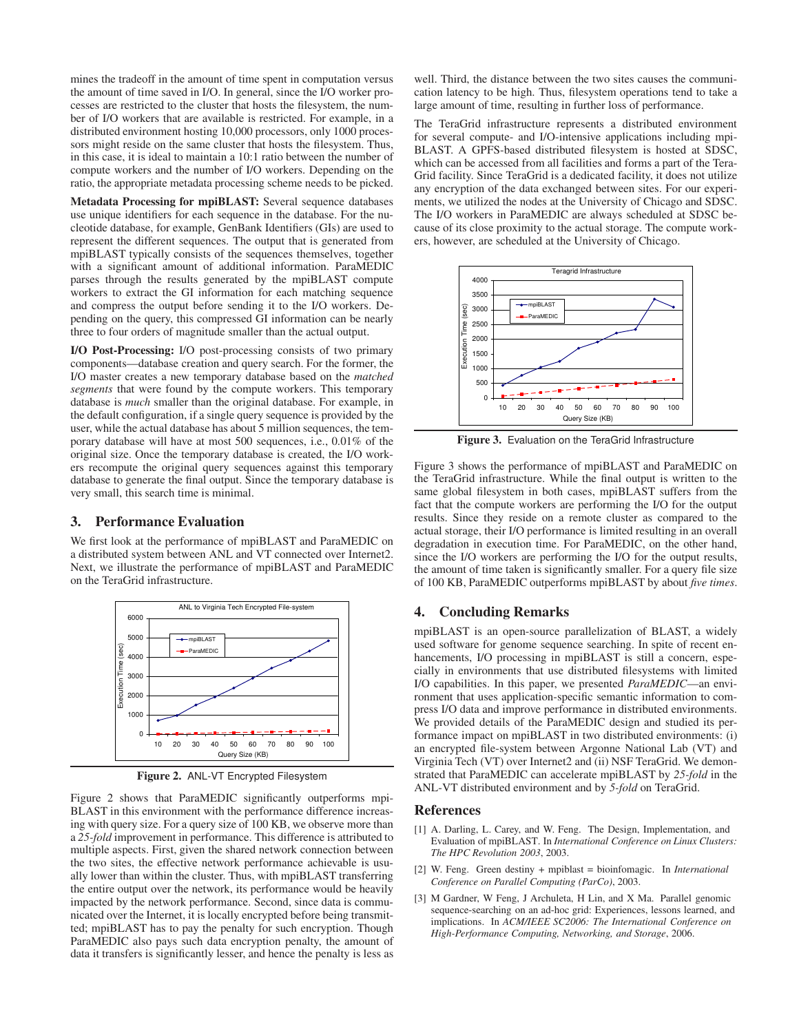mines the tradeoff in the amount of time spent in computation versus the amount of time saved in I/O. In general, since the I/O worker processes are restricted to the cluster that hosts the filesystem, the number of I/O workers that are available is restricted. For example, in a distributed environment hosting 10,000 processors, only 1000 processors might reside on the same cluster that hosts the filesystem. Thus, in this case, it is ideal to maintain a 10:1 ratio between the number of compute workers and the number of I/O workers. Depending on the ratio, the appropriate metadata processing scheme needs to be picked.

**Metadata Processing for mpiBLAST:** Several sequence databases use unique identifiers for each sequence in the database. For the nucleotide database, for example, GenBank Identifiers (GIs) are used to represent the different sequences. The output that is generated from mpiBLAST typically consists of the sequences themselves, together with a significant amount of additional information. ParaMEDIC parses through the results generated by the mpiBLAST compute workers to extract the GI information for each matching sequence and compress the output before sending it to the I/O workers. Depending on the query, this compressed GI information can be nearly three to four orders of magnitude smaller than the actual output.

**I/O Post-Processing:** I/O post-processing consists of two primary components—database creation and query search. For the former, the I/O master creates a new temporary database based on the *matched segments* that were found by the compute workers. This temporary database is *much* smaller than the original database. For example, in the default configuration, if a single query sequence is provided by the user, while the actual database has about 5 million sequences, the temporary database will have at most 500 sequences, i.e., 0.01% of the original size. Once the temporary database is created, the I/O workers recompute the original query sequences against this temporary database to generate the final output. Since the temporary database is very small, this search time is minimal.

## 3. Performance Evaluation

We first look at the performance of mpiBLAST and ParaMEDIC on a distributed system between ANL and VT connected over Internet2. Next, we illustrate the performance of mpiBLAST and ParaMEDIC on the TeraGrid infrastructure.

ANL to Virginia Tech Encrypted File-system

6000
5000
4000
3000
2000
1000
0

Execution Time (sec)

10 20 30 40 50 60 70 80 90 100

Query Size (KB)

mpiBLAST
ParaMEDIC

**Figure 2.** ANL-VT Encrypted Filesystem

Figure 2 shows that ParaMEDIC significantly outperforms mpiBLAST in this environment with the performance difference increasing with query size. For a query size of 100 KB, we observe more than a *25-fold* improvement in performance. This difference is attributed to multiple aspects. First, given the shared network connection between the two sites, the effective network performance achievable is usually lower than within the cluster. Thus, with mpiBLAST transferring the entire output over the network, its performance would be heavily impacted by the network performance. Second, since data is communicated over the Internet, it is locally encrypted before being transmitted; mpiBLAST has to pay the penalty for such encryption. Though ParaMEDIC also pays such data encryption penalty, the amount of data it transfers is significantly lesser, and hence the penalty is less as well. Third, the distance between the two sites causes the communication latency to be high. Thus, filesystem operations tend to take a large amount of time, resulting in further loss of performance.

The TeraGrid infrastructure represents a distributed environment for several compute- and I/O-intensive applications including mpiBLAST. A GPFS-based distributed filesystem is hosted at SDSC, which can be accessed from all facilities and forms a part of the TeraGrid facility. Since TeraGrid is a dedicated facility, it does not utilize any encryption of the data exchanged between sites. For our experiments, we utilized the nodes at the University of Chicago and SDSC. The I/O workers in ParaMEDIC are always scheduled at SDSC because of its close proximity to the actual storage. The compute workers, however, are scheduled at the University of Chicago.

Teragrid Infrastructure

4000
3500
3000
2500
2000
1500
1000
500
0

Execution Time (sec)

10 20 30 40 50 60 70 80 90 100

Query Size (KB)

mpiBLAST
ParaMEDIC

**Figure 3.** Evaluation on the TeraGrid Infrastructure

Figure 3 shows the performance of mpiBLAST and ParaMEDIC on the TeraGrid infrastructure. While the final output is written to the same global filesystem in both cases, mpiBLAST suffers from the fact that the compute workers are performing the I/O for the output results. Since they reside on a remote cluster as compared to the actual storage, their I/O performance is limited resulting in an overall degradation in execution time. For ParaMEDIC, on the other hand, since the I/O workers are performing the I/O for the output results, the amount of time taken is significantly smaller. For a query file size of 100 KB, ParaMEDIC outperforms mpiBLAST by about *five times*.

## 4. Concluding Remarks

mpiBLAST is an open-source parallelization of BLAST, a widely used software for genome sequence searching. In spite of recent enhancements, I/O processing in mpiBLAST is still a concern, especially in environments that use distributed filesystems with limited I/O capabilities. In this paper, we presented *ParaMEDIC*—an environment that uses application-specific semantic information to compress I/O data and improve performance in distributed environments. We provided details of the ParaMEDIC design and studied its performance impact on mpiBLAST in two distributed environments: (i) an encrypted file-system between Argonne National Lab (VT) and Virginia Tech (VT) over Internet2 and (ii) NSF TeraGrid. We demonstrated that ParaMEDIC can accelerate mpiBLAST by *25-fold* in the ANL-VT distributed environment and by *5-fold* on TeraGrid.

## References

[1] A. Darling, L. Carey, and W. Feng. The Design, Implementation, and Evaluation of mpiBLAST. In *International Conference on Linux Clusters: The HPC Revolution 2003*, 2003.

[2] W. Feng. Green destiny + mpiblast = bioinfomagic. In *International Conference on Parallel Computing (ParCo)*, 2003.

[3] M Gardner, W Feng, J Archuleta, H Lin, and X Ma. Parallel genomic sequence-searching on an ad-hoc grid: Experiences, lessons learned, and implications. In *ACM/IEEE SC2006: The International Conference on High-Performance Computing, Networking, and Storage*, 2006.